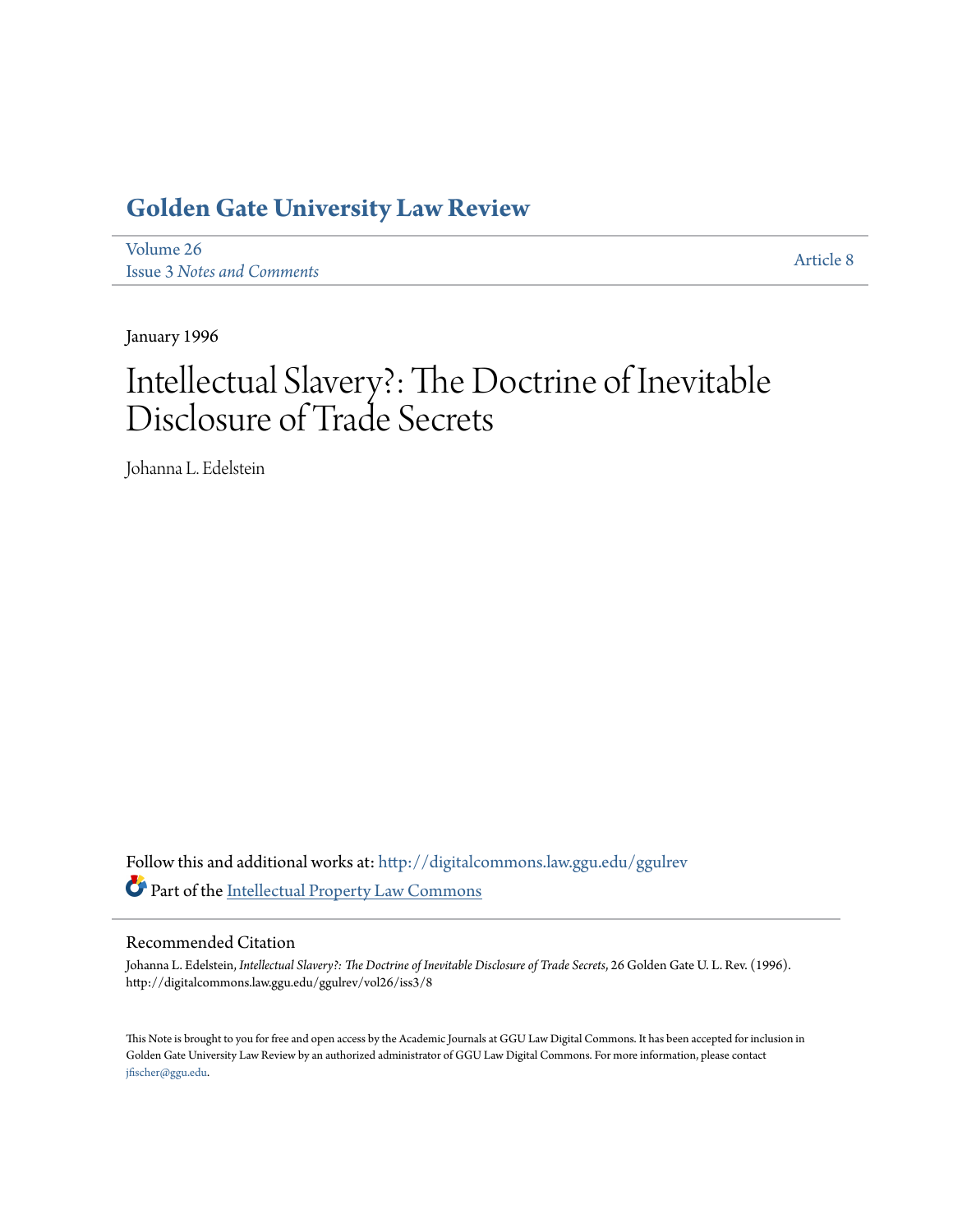# Golden Gate University Law Review

Volume 26
Issue 3 *Notes and Comments*

Article 8

January 1996

# Intellectual Slavery?: The Doctrine of Inevitable Disclosure of Trade Secrets

Johanna L. Edelstein

Follow this and additional works at: http://digitalcommons.law.ggu.edu/ggulrev

Part of the Intellectual Property Law Commons

## Recommended Citation

Johanna L. Edelstein, *Intellectual Slavery?: The Doctrine of Inevitable Disclosure of Trade Secrets*, 26 Golden Gate U. L. Rev. (1996).
http://digitalcommons.law.ggu.edu/ggulrev/vol26/iss3/8

This Note is brought to you for free and open access by the Academic Journals at GGU Law Digital Commons. It has been accepted for inclusion in Golden Gate University Law Review by an authorized administrator of GGU Law Digital Commons. For more information, please contact jfischer@ggu.edu.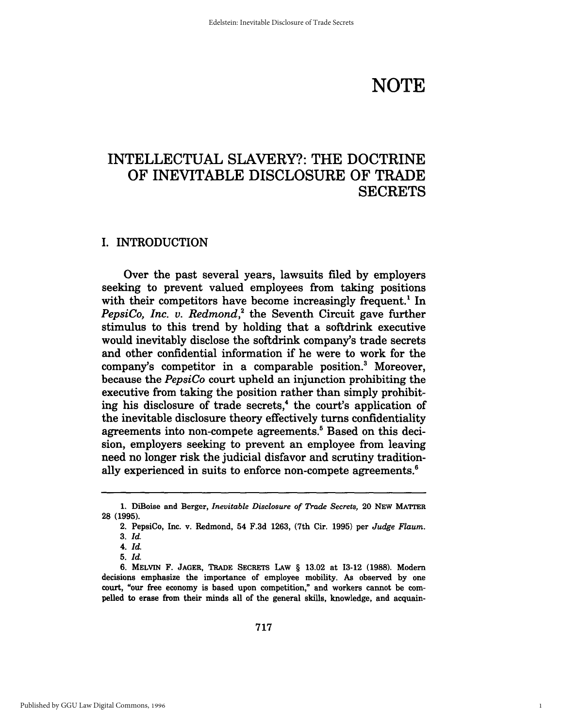# NOTE

## INTELLECTUAL SLAVERY?: THE DOCTRINE OF INEVITABLE DISCLOSURE OF TRADE SECRETS

### I. INTRODUCTION

Over the past several years, lawsuits filed by employers seeking to prevent valued employees from taking positions with their competitors have become increasingly frequent.[1] In *PepsiCo, Inc. v. Redmond*,[2] the Seventh Circuit gave further stimulus to this trend by holding that a softdrink executive would inevitably disclose the softdrink company's trade secrets and other confidential information if he were to work for the company's competitor in a comparable position.[3] Moreover, because the *PepsiCo* court upheld an injunction prohibiting the executive from taking the position rather than simply prohibiting his disclosure of trade secrets,[4] the court's application of the inevitable disclosure theory effectively turns confidentiality agreements into non-compete agreements.[5] Based on this decision, employers seeking to prevent an employee from leaving need no longer risk the judicial disfavor and scrutiny traditionally experienced in suits to enforce non-compete agreements.[6]

---

1. DiBoise and Berger, *Inevitable Disclosure of Trade Secrets,* 20 NEW MATTER 28 (1995).

2. PepsiCo, Inc. v. Redmond, 54 F.3d 1263, (7th Cir. 1995) per *Judge Flaum.*

3. *Id.*

4. *Id.*

5. *Id.*

6. MELVIN F. JAGER, TRADE SECRETS LAW § 13.02 at 13-12 (1988). Modern decisions emphasize the importance of employee mobility. As observed by one court, "our free economy is based upon competition," and workers cannot be compelled to erase from their minds all of the general skills, knowledge, and acquain-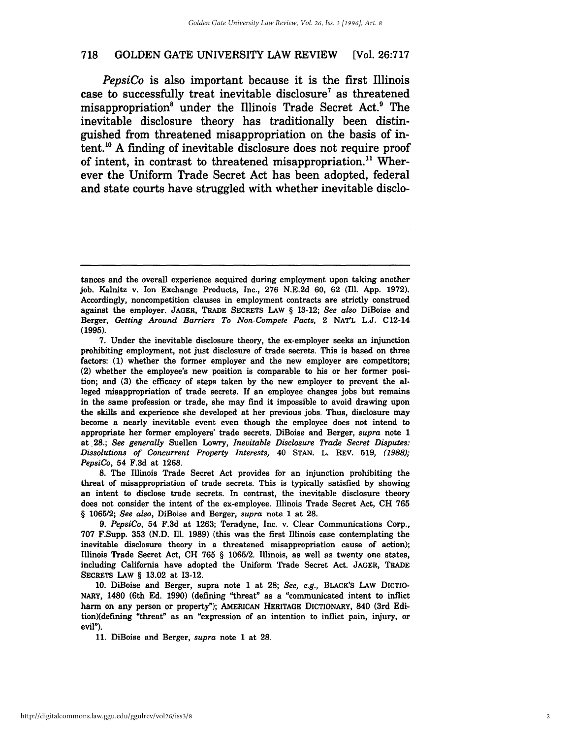*PepsiCo* is also important because it is the first Illinois case to successfully treat inevitable disclosure[7] as threatened misappropriation[8] under the Illinois Trade Secret Act.[9] The inevitable disclosure theory has traditionally been distinguished from threatened misappropriation on the basis of intent.[10] A finding of inevitable disclosure does not require proof of intent, in contrast to threatened misappropriation.[11] Wherever the Uniform Trade Secret Act has been adopted, federal and state courts have struggled with whether inevitable disclo-

---

tances and the overall experience acquired during employment upon taking another job. Kalnitz v. Ion Exchange Products, Inc., 276 N.E.2d 60, 62 (Ill. App. 1972). Accordingly, noncompetition clauses in employment contracts are strictly construed against the employer. JAGER, TRADE SECRETS LAW § 13-12; *See also* DiBoise and Berger, *Getting Around Barriers To Non-Compete Pacts,* 2 NAT'L L.J. C12-14 (1995).

7. Under the inevitable disclosure theory, the ex-employer seeks an injunction prohibiting employment, not just disclosure of trade secrets. This is based on three factors: (1) whether the former employer and the new employer are competitors; (2) whether the employee's new position is comparable to his or her former position; and (3) the efficacy of steps taken by the new employer to prevent the alleged misappropriation of trade secrets. If an employee changes jobs but remains in the same profession or trade, she may find it impossible to avoid drawing upon the skills and experience she developed at her previous jobs. Thus, disclosure may become a nearly inevitable event even though the employee does not intend to appropriate her former employers' trade secrets. DiBoise and Berger, *supra* note 1 at 28.; *See generally* Suellen Lowry, *Inevitable Disclosure Trade Secret Disputes: Dissolutions of Concurrent Property Interests,* 40 STAN. L. REV. 519, *(1988); PepsiCo*, 54 F.3d at 1268.

8. The Illinois Trade Secret Act provides for an injunction prohibiting the threat of misappropriation of trade secrets. This is typically satisfied by showing an intent to disclose trade secrets. In contrast, the inevitable disclosure theory does not consider the intent of the ex-employee. Illinois Trade Secret Act, CH 765 § 1065/2; *See also*, DiBoise and Berger, *supra* note 1 at 28.

9. *PepsiCo*, 54 F.3d at 1263; Teradyne, Inc. v. Clear Communications Corp., 707 F.Supp. 353 (N.D. Ill. 1989) (this was the first Illinois case contemplating the inevitable disclosure theory in a threatened misappropriation cause of action); Illinois Trade Secret Act, CH 765 § 1065/2. Illinois, as well as twenty one states, including California have adopted the Uniform Trade Secret Act. JAGER, TRADE SECRETS LAW § 13.02 at 13-12.

10. DiBoise and Berger, supra note 1 at 28; *See, e.g.*, BLACK'S LAW DICTIONARY, 1480 (6th Ed. 1990) (defining "threat" as a "communicated intent to inflict harm on any person or property"); AMERICAN HERITAGE DICTIONARY, 840 (3rd Edition)(defining "threat" as an "expression of an intention to inflict pain, injury, or evil").

11. DiBoise and Berger, *supra* note 1 at 28.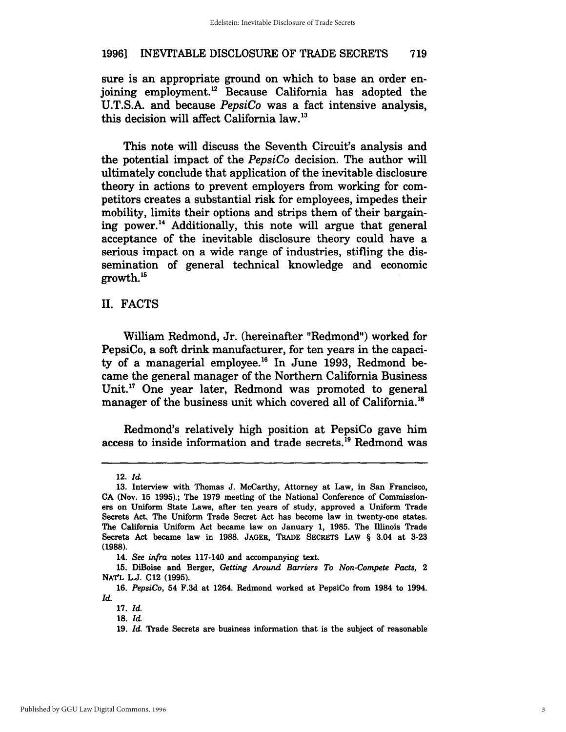sure is an appropriate ground on which to base an order enjoining employment.[12] Because California has adopted the U.T.S.A. and because *PepsiCo* was a fact intensive analysis, this decision will affect California law.[13]

This note will discuss the Seventh Circuit's analysis and the potential impact of the *PepsiCo* decision. The author will ultimately conclude that application of the inevitable disclosure theory in actions to prevent employers from working for competitors creates a substantial risk for employees, impedes their mobility, limits their options and strips them of their bargaining power.[14] Additionally, this note will argue that general acceptance of the inevitable disclosure theory could have a serious impact on a wide range of industries, stifling the dissemination of general technical knowledge and economic growth.[15]

## II. FACTS

William Redmond, Jr. (hereinafter "Redmond") worked for PepsiCo, a soft drink manufacturer, for ten years in the capacity of a managerial employee.[16] In June 1993, Redmond became the general manager of the Northern California Business Unit.[17] One year later, Redmond was promoted to general manager of the business unit which covered all of California.[18]

Redmond's relatively high position at PepsiCo gave him access to inside information and trade secrets.[19] Redmond was

---

12. *Id.*

13. Interview with Thomas J. McCarthy, Attorney at Law, in San Francisco, CA (Nov. 15 1995).; The 1979 meeting of the National Conference of Commissioners on Uniform State Laws, after ten years of study, approved a Uniform Trade Secrets Act. The Uniform Trade Secret Act has become law in twenty-one states. The California Uniform Act became law on January 1, 1985. The Illinois Trade Secrets Act became law in 1988. JAGER, TRADE SECRETS LAW § 3.04 at 3-23 (1988).

14. *See infra* notes 117-140 and accompanying text.

15. DiBoise and Berger, *Getting Around Barriers To Non-Compete Pacts,* 2 NAT'L L.J. C12 (1995).

16. *PepsiCo*, 54 F.3d at 1264. Redmond worked at PepsiCo from 1984 to 1994. *Id.*

17. *Id.*

18. *Id.*

19. *Id.* Trade Secrets are business information that is the subject of reasonable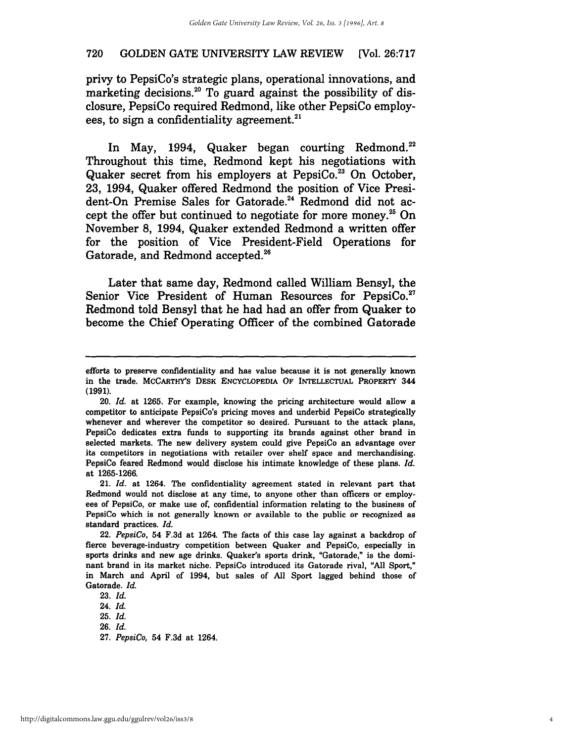privy to PepsiCo's strategic plans, operational innovations, and marketing decisions.[20] To guard against the possibility of disclosure, PepsiCo required Redmond, like other PepsiCo employees, to sign a confidentiality agreement.[21]

In May, 1994, Quaker began courting Redmond.[22] Throughout this time, Redmond kept his negotiations with Quaker secret from his employers at PepsiCo.[23] On October, 23, 1994, Quaker offered Redmond the position of Vice President-On Premise Sales for Gatorade.[24] Redmond did not accept the offer but continued to negotiate for more money.[25] On November 8, 1994, Quaker extended Redmond a written offer for the position of Vice President-Field Operations for Gatorade, and Redmond accepted.[26]

Later that same day, Redmond called William Bensyl, the Senior Vice President of Human Resources for PepsiCo.[27] Redmond told Bensyl that he had had an offer from Quaker to become the Chief Operating Officer of the combined Gatorade

---

efforts to preserve confidentiality and has value because it is not generally known in the trade. McCARTHY'S DESK ENCYCLOPEDIA OF INTELLECTUAL PROPERTY 344 (1991).

20. *Id.* at 1265. For example, knowing the pricing architecture would allow a competitor to anticipate PepsiCo's pricing moves and underbid PepsiCo strategically whenever and wherever the competitor so desired. Pursuant to the attack plans, PepsiCo dedicates extra funds to supporting its brands against other brand in selected markets. The new delivery system could give PepsiCo an advantage over its competitors in negotiations with retailer over shelf space and merchandising. PepsiCo feared Redmond would disclose his intimate knowledge of these plans. *Id.* at 1265-1266.

21. *Id.* at 1264. The confidentiality agreement stated in relevant part that Redmond would not disclose at any time, to anyone other than officers or employees of PepsiCo, or make use of, confidential information relating to the business of PepsiCo which is not generally known or available to the public or recognized as standard practices. *Id.*

22. *PepsiCo*, 54 F.3d at 1264. The facts of this case lay against a backdrop of fierce beverage-industry competition between Quaker and PepsiCo, especially in sports drinks and new age drinks. Quaker's sports drink, "Gatorade," is the dominant brand in its market niche. PepsiCo introduced its Gatorade rival, "All Sport," in March and April of 1994, but sales of All Sport lagged behind those of Gatorade. *Id.*

23. *Id.*

24. *Id.*

25. *Id.*

26. *Id.*

27. *PepsiCo*, 54 F.3d at 1264.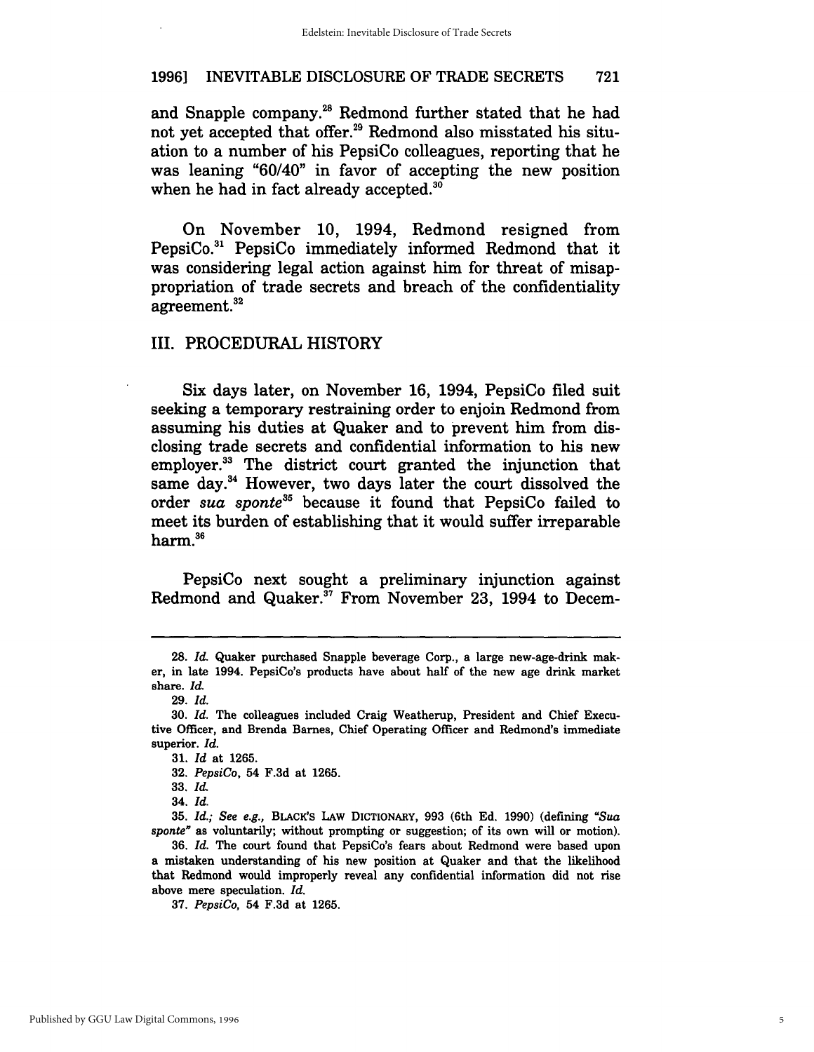and Snapple company.[28] Redmond further stated that he had not yet accepted that offer.[29] Redmond also misstated his situation to a number of his PepsiCo colleagues, reporting that he was leaning "60/40" in favor of accepting the new position when he had in fact already accepted.[30]

On November 10, 1994, Redmond resigned from PepsiCo.[31] PepsiCo immediately informed Redmond that it was considering legal action against him for threat of misappropriation of trade secrets and breach of the confidentiality agreement.[32]

## III. PROCEDURAL HISTORY

Six days later, on November 16, 1994, PepsiCo filed suit seeking a temporary restraining order to enjoin Redmond from assuming his duties at Quaker and to prevent him from disclosing trade secrets and confidential information to his new employer.[33] The district court granted the injunction that same day.[34] However, two days later the court dissolved the order *sua sponte*[35] because it found that PepsiCo failed to meet its burden of establishing that it would suffer irreparable harm.[36]

PepsiCo next sought a preliminary injunction against Redmond and Quaker.[37] From November 23, 1994 to Decem-

---

28. *Id.* Quaker purchased Snapple beverage Corp., a large new-age-drink maker, in late 1994. PepsiCo's products have about half of the new age drink market share. *Id.*

29. *Id.*

30. *Id.* The colleagues included Craig Weatherup, President and Chief Executive Officer, and Brenda Barnes, Chief Operating Officer and Redmond's immediate superior. *Id.*

31. *Id* at 1265.

32. *PepsiCo*, 54 F.3d at 1265.

33. *Id.*

34. *Id.*

35. *Id.*; *See e.g.*, BLACK'S LAW DICTIONARY, 993 (6th Ed. 1990) (defining "*Sua sponte*" as voluntarily; without prompting or suggestion; of its own will or motion).

36. *Id.* The court found that PepsiCo's fears about Redmond were based upon a mistaken understanding of his new position at Quaker and that the likelihood that Redmond would improperly reveal any confidential information did not rise above mere speculation. *Id.*

37. *PepsiCo*, 54 F.3d at 1265.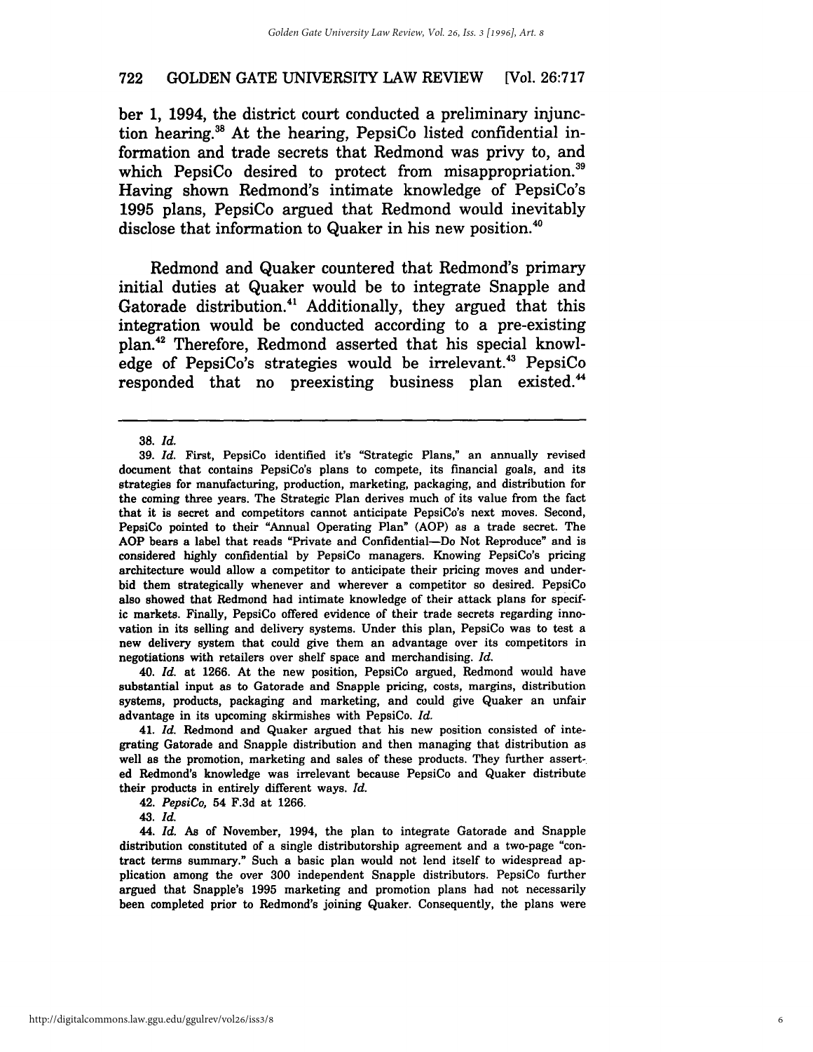ber 1, 1994, the district court conducted a preliminary injunction hearing.[38] At the hearing, PepsiCo listed confidential information and trade secrets that Redmond was privy to, and which PepsiCo desired to protect from misappropriation.[39] Having shown Redmond's intimate knowledge of PepsiCo's 1995 plans, PepsiCo argued that Redmond would inevitably disclose that information to Quaker in his new position.[40]

Redmond and Quaker countered that Redmond's primary initial duties at Quaker would be to integrate Snapple and Gatorade distribution.[41] Additionally, they argued that this integration would be conducted according to a pre-existing plan.[42] Therefore, Redmond asserted that his special knowledge of PepsiCo's strategies would be irrelevant.[43] PepsiCo responded that no preexisting business plan existed.[44]

---

38. *Id.*

39. *Id.* First, PepsiCo identified it's "Strategic Plans," an annually revised document that contains PepsiCo's plans to compete, its financial goals, and its strategies for manufacturing, production, marketing, packaging, and distribution for the coming three years. The Strategic Plan derives much of its value from the fact that it is secret and competitors cannot anticipate PepsiCo's next moves. Second, PepsiCo pointed to their "Annual Operating Plan" (AOP) as a trade secret. The AOP bears a label that reads "Private and Confidential—Do Not Reproduce" and is considered highly confidential by PepsiCo managers. Knowing PepsiCo's pricing architecture would allow a competitor to anticipate their pricing moves and underbid them strategically whenever and wherever a competitor so desired. PepsiCo also showed that Redmond had intimate knowledge of their attack plans for specific markets. Finally, PepsiCo offered evidence of their trade secrets regarding innovation in its selling and delivery systems. Under this plan, PepsiCo was to test a new delivery system that could give them an advantage over its competitors in negotiations with retailers over shelf space and merchandising. *Id.*

40. *Id.* at 1266. At the new position, PepsiCo argued, Redmond would have substantial input as to Gatorade and Snapple pricing, costs, margins, distribution systems, products, packaging and marketing, and could give Quaker an unfair advantage in its upcoming skirmishes with PepsiCo. *Id.*

41. *Id.* Redmond and Quaker argued that his new position consisted of integrating Gatorade and Snapple distribution and then managing that distribution as well as the promotion, marketing and sales of these products. They further asserted Redmond's knowledge was irrelevant because PepsiCo and Quaker distribute their products in entirely different ways. *Id.*

42. *PepsiCo*, 54 F.3d at 1266.

43. *Id.*

44. *Id.* As of November, 1994, the plan to integrate Gatorade and Snapple distribution constituted of a single distributorship agreement and a two-page "contract terms summary." Such a basic plan would not lend itself to widespread application among the over 300 independent Snapple distributors. PepsiCo further argued that Snapple's 1995 marketing and promotion plans had not necessarily been completed prior to Redmond's joining Quaker. Consequently, the plans were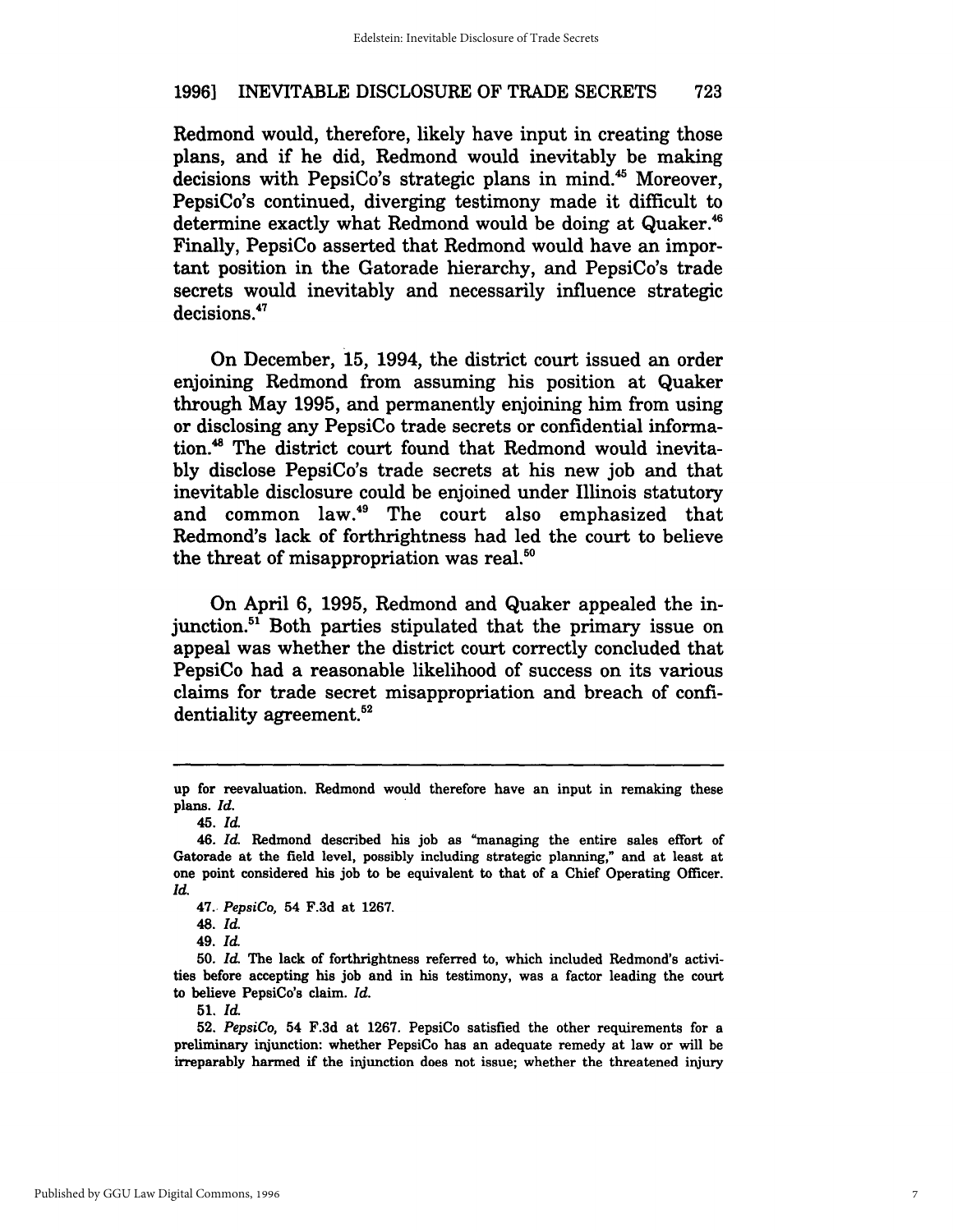Redmond would, therefore, likely have input in creating those plans, and if he did, Redmond would inevitably be making decisions with PepsiCo's strategic plans in mind.[45] Moreover, PepsiCo's continued, diverging testimony made it difficult to determine exactly what Redmond would be doing at Quaker.[46] Finally, PepsiCo asserted that Redmond would have an important position in the Gatorade hierarchy, and PepsiCo's trade secrets would inevitably and necessarily influence strategic decisions.[47]

On December, 15, 1994, the district court issued an order enjoining Redmond from assuming his position at Quaker through May 1995, and permanently enjoining him from using or disclosing any PepsiCo trade secrets or confidential information.[48] The district court found that Redmond would inevitably disclose PepsiCo's trade secrets at his new job and that inevitable disclosure could be enjoined under Illinois statutory and common law.[49] The court also emphasized that Redmond's lack of forthrightness had led the court to believe the threat of misappropriation was real.[50]

On April 6, 1995, Redmond and Quaker appealed the injunction.[51] Both parties stipulated that the primary issue on appeal was whether the district court correctly concluded that PepsiCo had a reasonable likelihood of success on its various claims for trade secret misappropriation and breach of confidentiality agreement.[52]

---

up for reevaluation. Redmond would therefore have an input in remaking these plans. *Id.*

45. *Id.*

46. *Id.* Redmond described his job as "managing the entire sales effort of Gatorade at the field level, possibly including strategic planning," and at least at one point considered his job to be equivalent to that of a Chief Operating Officer. *Id.*

47. *PepsiCo*, 54 F.3d at 1267.

48. *Id.*

49. *Id.*

50. *Id.* The lack of forthrightness referred to, which included Redmond's activities before accepting his job and in his testimony, was a factor leading the court to believe PepsiCo's claim. *Id.*

51. *Id.*

52. *PepsiCo*, 54 F.3d at 1267. PepsiCo satisfied the other requirements for a preliminary injunction: whether PepsiCo has an adequate remedy at law or will be irreparably harmed if the injunction does not issue; whether the threatened injury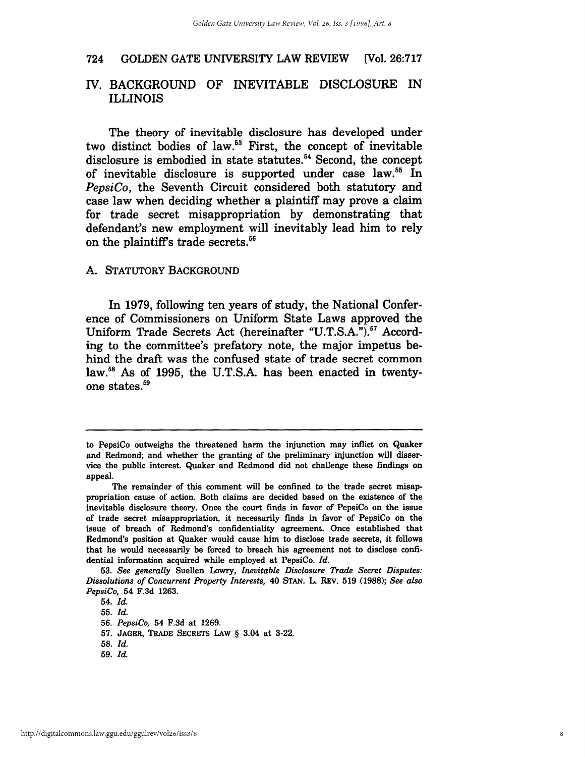## IV. BACKGROUND OF INEVITABLE DISCLOSURE IN ILLINOIS

The theory of inevitable disclosure has developed under two distinct bodies of law.[53] First, the concept of inevitable disclosure is embodied in state statutes.[54] Second, the concept of inevitable disclosure is supported under case law.[55] In *PepsiCo*, the Seventh Circuit considered both statutory and case law when deciding whether a plaintiff may prove a claim for trade secret misappropriation by demonstrating that defendant's new employment will inevitably lead him to rely on the plaintiff's trade secrets.[56]

### A. STATUTORY BACKGROUND

In 1979, following ten years of study, the National Conference of Commissioners on Uniform State Laws approved the Uniform Trade Secrets Act (hereinafter "U.T.S.A.").[57] According to the committee's prefatory note, the major impetus behind the draft was the confused state of trade secret common law.[58] As of 1995, the U.T.S.A. has been enacted in twenty-one states.[59]

---

to PepsiCo outweighs the threatened harm the injunction may inflict on Quaker and Redmond; and whether the granting of the preliminary injunction will disservice the public interest. Quaker and Redmond did not challenge these findings on appeal.

The remainder of this comment will be confined to the trade secret misappropriation cause of action. Both claims are decided based on the existence of the inevitable disclosure theory. Once the court finds in favor of PepsiCo on the issue of trade secret misappropriation, it necessarily finds in favor of PepsiCo on the issue of breach of Redmond's confidentiality agreement. Once established that Redmond's position at Quaker would cause him to disclose trade secrets, it follows that he would necessarily be forced to breach his agreement not to disclose confidential information acquired while employed at PepsiCo. *Id.*

53. *See generally* Suellen Lowry, *Inevitable Disclosure Trade Secret Disputes: Dissolutions of Concurrent Property Interests,* 40 STAN. L. REV. 519 (1988); *See also PepsiCo,* 54 F.3d 1263.

54. *Id.*

55. *Id.*

56. *PepsiCo,* 54 F.3d at 1269.

57. JAGER, TRADE SECRETS LAW § 3.04 at 3-22.

58. *Id.*

59. *Id.*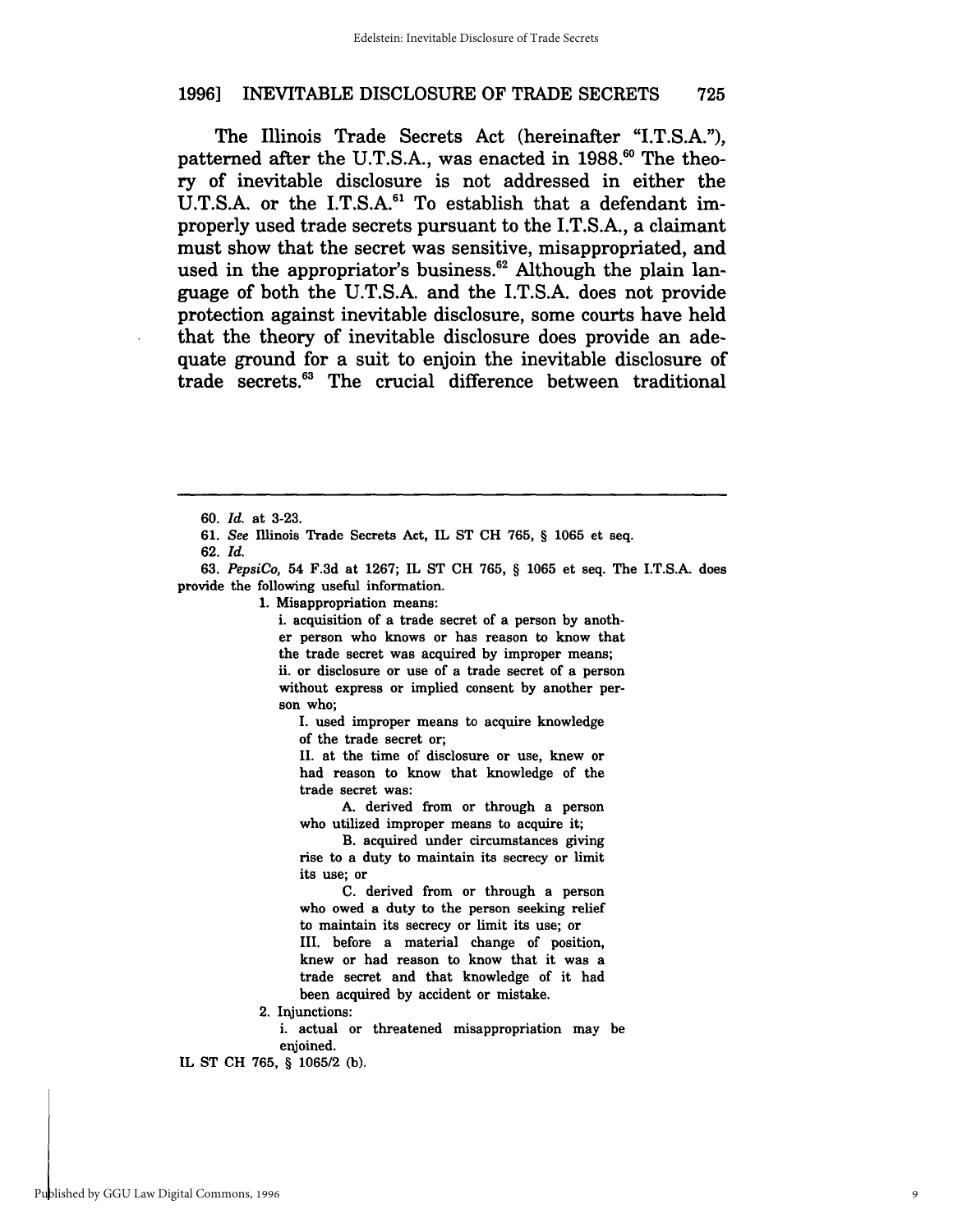The Illinois Trade Secrets Act (hereinafter "I.T.S.A."), patterned after the U.T.S.A., was enacted in 1988.[60] The theory of inevitable disclosure is not addressed in either the U.T.S.A. or the I.T.S.A.[61] To establish that a defendant improperly used trade secrets pursuant to the I.T.S.A., a claimant must show that the secret was sensitive, misappropriated, and used in the appropriator's business.[62] Although the plain language of both the U.T.S.A. and the I.T.S.A. does not provide protection against inevitable disclosure, some courts have held that the theory of inevitable disclosure does provide an adequate ground for a suit to enjoin the inevitable disclosure of trade secrets.[63] The crucial difference between traditional

---

60. *Id.* at 3-23.

61. *See* Illinois Trade Secrets Act, IL ST CH 765, § 1065 et seq.

62. *Id.*

63. *PepsiCo,* 54 F.3d at 1267; IL ST CH 765, § 1065 et seq. The I.T.S.A. does provide the following useful information.

> 1. Misappropriation means:
>
> i. acquisition of a trade secret of a person by another person who knows or has reason to know that the trade secret was acquired by improper means;
>
> ii. or disclosure or use of a trade secret of a person without express or implied consent by another person who;
>
> I. used improper means to acquire knowledge of the trade secret or;
>
> II. at the time of disclosure or use, knew or had reason to know that knowledge of the trade secret was:
>
> A. derived from or through a person who utilized improper means to acquire it;
>
> B. acquired under circumstances giving rise to a duty to maintain its secrecy or limit its use; or
>
> C. derived from or through a person who owed a duty to the person seeking relief to maintain its secrecy or limit its use; or
>
> III. before a material change of position, knew or had reason to know that it was a trade secret and that knowledge of it had been acquired by accident or mistake.
>
> 2. Injunctions:
>
> i. actual or threatened misappropriation may be enjoined.

IL ST CH 765, § 1065/2 (b).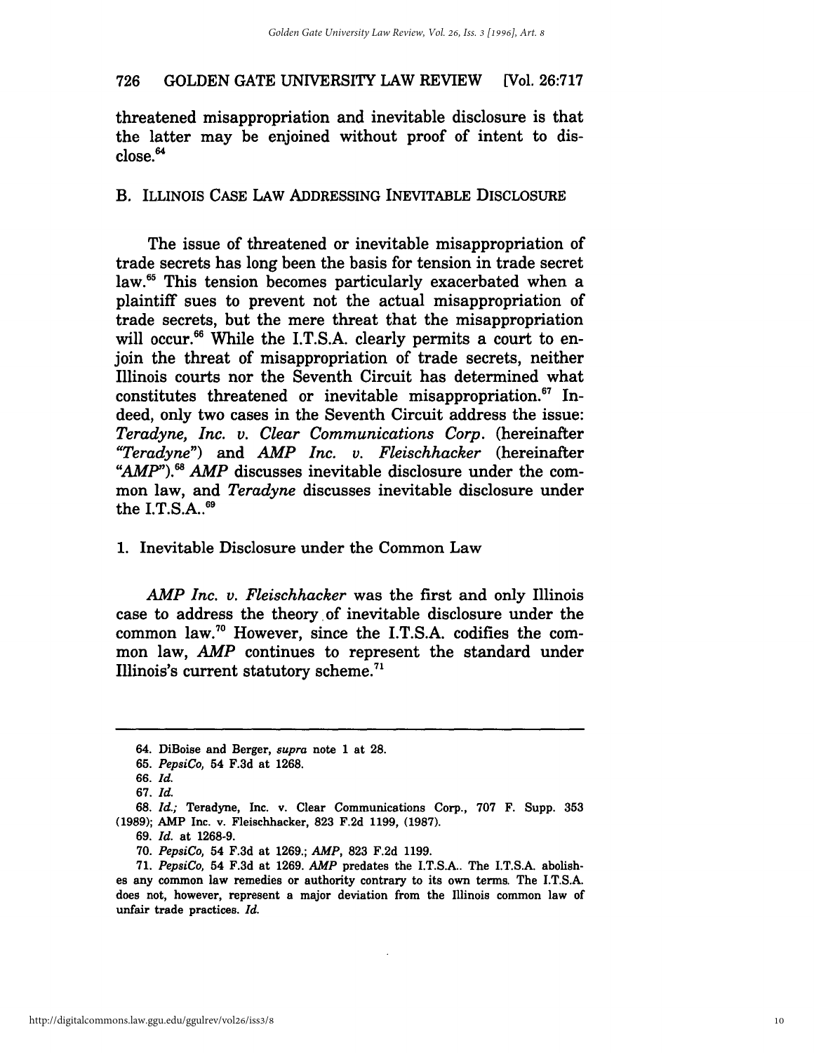threatened misappropriation and inevitable disclosure is that the latter may be enjoined without proof of intent to disclose.[64]

### B. ILLINOIS CASE LAW ADDRESSING INEVITABLE DISCLOSURE

The issue of threatened or inevitable misappropriation of trade secrets has long been the basis for tension in trade secret law.[65] This tension becomes particularly exacerbated when a plaintiff sues to prevent not the actual misappropriation of trade secrets, but the mere threat that the misappropriation will occur.[66] While the I.T.S.A. clearly permits a court to enjoin the threat of misappropriation of trade secrets, neither Illinois courts nor the Seventh Circuit has determined what constitutes threatened or inevitable misappropriation.[67] Indeed, only two cases in the Seventh Circuit address the issue: *Teradyne, Inc. v. Clear Communications Corp.* (hereinafter *"Teradyne"*) and *AMP Inc. v. Fleischhacker* (hereinafter *"AMP"*).[68] *AMP* discusses inevitable disclosure under the common law, and *Teradyne* discusses inevitable disclosure under the I.T.S.A..[69]

#### 1. Inevitable Disclosure under the Common Law

*AMP Inc. v. Fleischhacker* was the first and only Illinois case to address the theory of inevitable disclosure under the common law.[70] However, since the I.T.S.A. codifies the common law, *AMP* continues to represent the standard under Illinois's current statutory scheme.[71]

---

64. DiBoise and Berger, *supra* note 1 at 28.

65. *PepsiCo*, 54 F.3d at 1268.

66. *Id.*

67. *Id.*

68. *Id.*; Teradyne, Inc. v. Clear Communications Corp., 707 F. Supp. 353 (1989); AMP Inc. v. Fleischhacker, 823 F.2d 1199, (1987).

69. *Id.* at 1268-9.

70. *PepsiCo*, 54 F.3d at 1269.; *AMP*, 823 F.2d 1199.

71. *PepsiCo*, 54 F.3d at 1269. *AMP* predates the I.T.S.A.. The I.T.S.A. abolishes any common law remedies or authority contrary to its own terms. The I.T.S.A. does not, however, represent a major deviation from the Illinois common law of unfair trade practices. *Id.*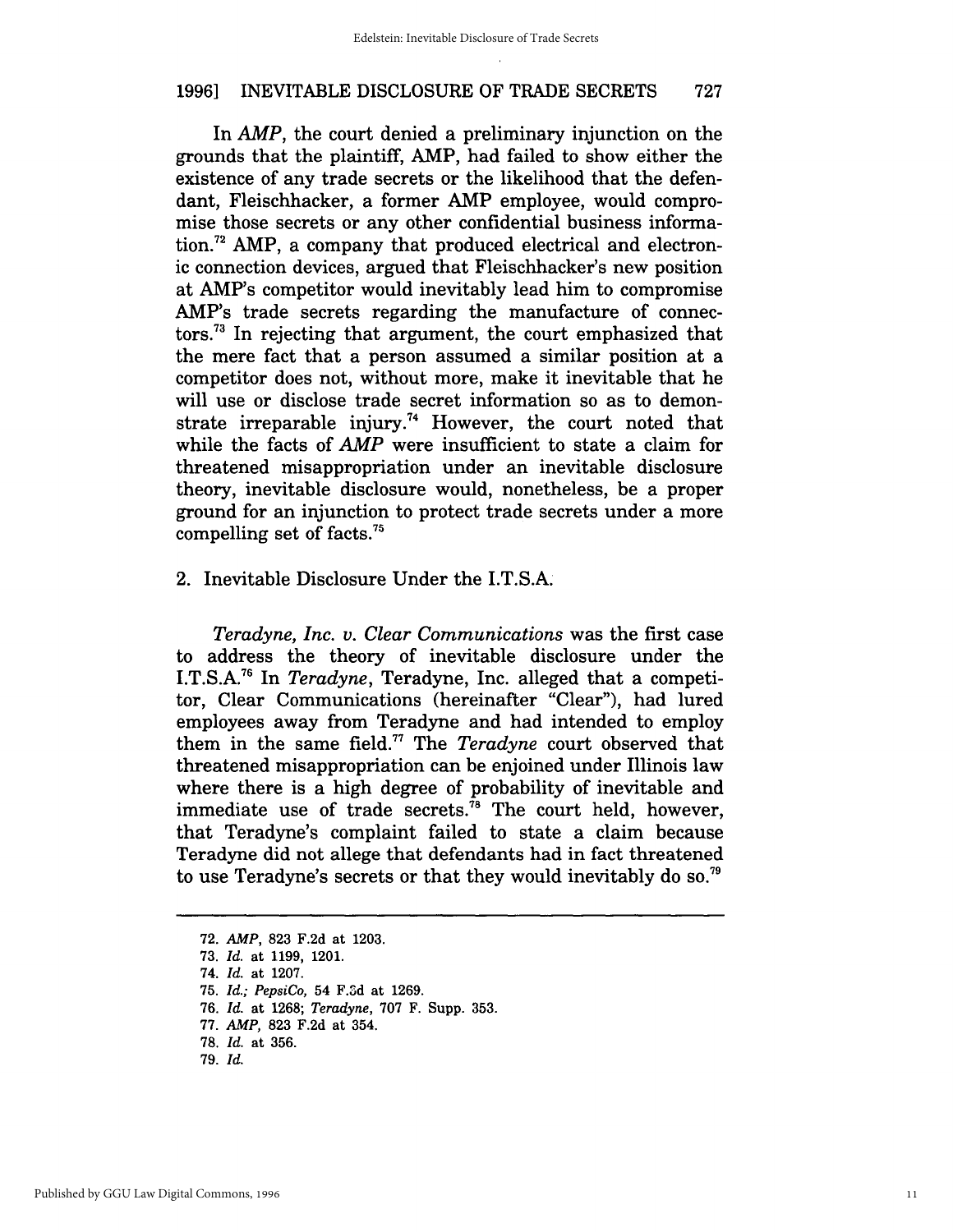In *AMP*, the court denied a preliminary injunction on the grounds that the plaintiff, AMP, had failed to show either the existence of any trade secrets or the likelihood that the defendant, Fleischhacker, a former AMP employee, would compromise those secrets or any other confidential business information.[72] AMP, a company that produced electrical and electronic connection devices, argued that Fleischhacker's new position at AMP's competitor would inevitably lead him to compromise AMP's trade secrets regarding the manufacture of connectors.[73] In rejecting that argument, the court emphasized that the mere fact that a person assumed a similar position at a competitor does not, without more, make it inevitable that he will use or disclose trade secret information so as to demonstrate irreparable injury.[74] However, the court noted that while the facts of *AMP* were insufficient to state a claim for threatened misappropriation under an inevitable disclosure theory, inevitable disclosure would, nonetheless, be a proper ground for an injunction to protect trade secrets under a more compelling set of facts.[75]

2. Inevitable Disclosure Under the I.T.S.A.

*Teradyne, Inc. v. Clear Communications* was the first case to address the theory of inevitable disclosure under the I.T.S.A.[76] In *Teradyne*, Teradyne, Inc. alleged that a competitor, Clear Communications (hereinafter "Clear"), had lured employees away from Teradyne and had intended to employ them in the same field.[77] The *Teradyne* court observed that threatened misappropriation can be enjoined under Illinois law where there is a high degree of probability of inevitable and immediate use of trade secrets.[78] The court held, however, that Teradyne's complaint failed to state a claim because Teradyne did not allege that defendants had in fact threatened to use Teradyne's secrets or that they would inevitably do so.[79]

---

72. *AMP*, 823 F.2d at 1203.
73. *Id.* at 1199, 1201.
74. *Id.* at 1207.
75. *Id.*; *PepsiCo*, 54 F.3d at 1269.
76. *Id.* at 1268; *Teradyne*, 707 F. Supp. 353.
77. *AMP*, 823 F.2d at 354.
78. *Id.* at 356.
79. *Id.*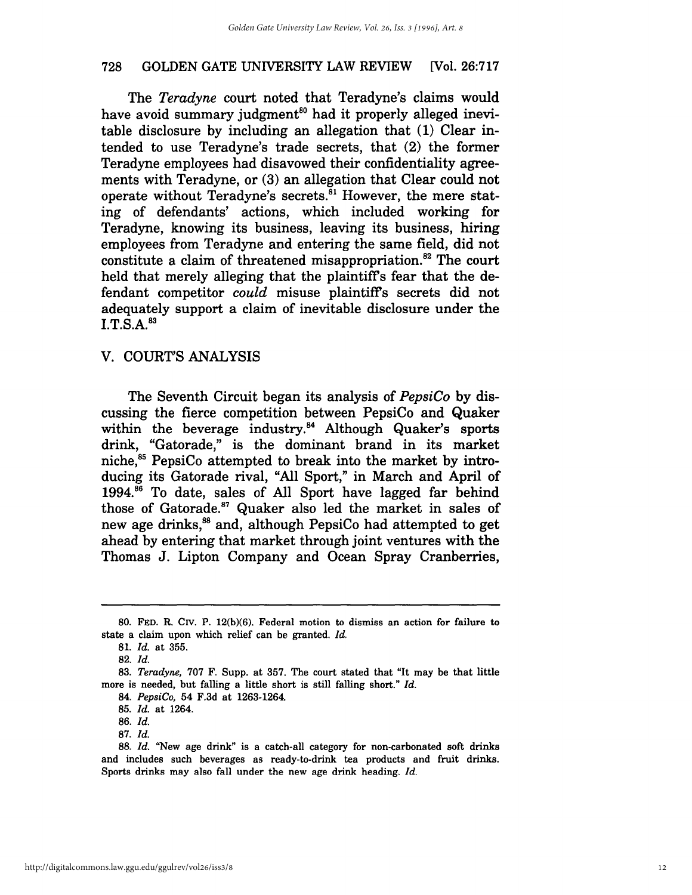The *Teradyne* court noted that Teradyne's claims would have avoid summary judgment[80] had it properly alleged inevitable disclosure by including an allegation that (1) Clear intended to use Teradyne's trade secrets, that (2) the former Teradyne employees had disavowed their confidentiality agreements with Teradyne, or (3) an allegation that Clear could not operate without Teradyne's secrets.[81] However, the mere stating of defendants' actions, which included working for Teradyne, knowing its business, leaving its business, hiring employees from Teradyne and entering the same field, did not constitute a claim of threatened misappropriation.[82] The court held that merely alleging that the plaintiff's fear that the defendant competitor *could* misuse plaintiff's secrets did not adequately support a claim of inevitable disclosure under the I.T.S.A.[83]

## V. COURT'S ANALYSIS

The Seventh Circuit began its analysis of *PepsiCo* by discussing the fierce competition between PepsiCo and Quaker within the beverage industry.[84] Although Quaker's sports drink, "Gatorade," is the dominant brand in its market niche,[85] PepsiCo attempted to break into the market by introducing its Gatorade rival, "All Sport," in March and April of 1994.[86] To date, sales of All Sport have lagged far behind those of Gatorade.[87] Quaker also led the market in sales of new age drinks,[88] and, although PepsiCo had attempted to get ahead by entering that market through joint ventures with the Thomas J. Lipton Company and Ocean Spray Cranberries,

---

80. FED. R. CIV. P. 12(b)(6). Federal motion to dismiss an action for failure to state a claim upon which relief can be granted. *Id.*

81. *Id.* at 355.

82. *Id.*

83. *Teradyne,* 707 F. Supp. at 357. The court stated that "It may be that little more is needed, but falling a little short is still falling short." *Id.*

84. *PepsiCo,* 54 F.3d at 1263-1264.

85. *Id.* at 1264.

86. *Id.*

87. *Id.*

88. *Id.* "New age drink" is a catch-all category for non-carbonated soft drinks and includes such beverages as ready-to-drink tea products and fruit drinks. Sports drinks may also fall under the new age drink heading. *Id.*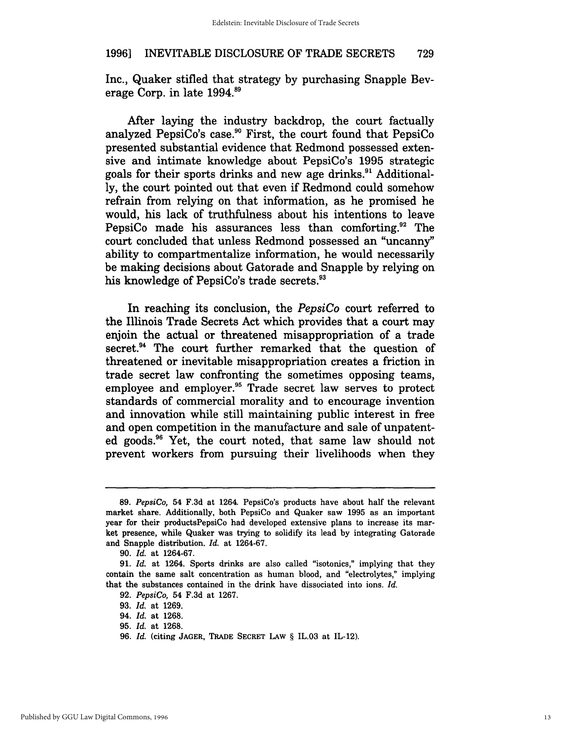Inc., Quaker stifled that strategy by purchasing Snapple Beverage Corp. in late 1994.[89]

After laying the industry backdrop, the court factually analyzed PepsiCo's case.[90] First, the court found that PepsiCo presented substantial evidence that Redmond possessed extensive and intimate knowledge about PepsiCo's 1995 strategic goals for their sports drinks and new age drinks.[91] Additionally, the court pointed out that even if Redmond could somehow refrain from relying on that information, as he promised he would, his lack of truthfulness about his intentions to leave PepsiCo made his assurances less than comforting.[92] The court concluded that unless Redmond possessed an "uncanny" ability to compartmentalize information, he would necessarily be making decisions about Gatorade and Snapple by relying on his knowledge of PepsiCo's trade secrets.[93]

In reaching its conclusion, the *PepsiCo* court referred to the Illinois Trade Secrets Act which provides that a court may enjoin the actual or threatened misappropriation of a trade secret.[94] The court further remarked that the question of threatened or inevitable misappropriation creates a friction in trade secret law confronting the sometimes opposing teams, employee and employer.[95] Trade secret law serves to protect standards of commercial morality and to encourage invention and innovation while still maintaining public interest in free and open competition in the manufacture and sale of unpatented goods.[96] Yet, the court noted, that same law should not prevent workers from pursuing their livelihoods when they

---

89. *PepsiCo*, 54 F.3d at 1264. PepsiCo's products have about half the relevant market share. Additionally, both PepsiCo and Quaker saw 1995 as an important year for their productsPepsiCo had developed extensive plans to increase its market presence, while Quaker was trying to solidify its lead by integrating Gatorade and Snapple distribution. *Id.* at 1264-67.

90. *Id.* at 1264-67.

91. *Id.* at 1264. Sports drinks are also called "isotonics," implying that they contain the same salt concentration as human blood, and "electrolytes," implying that the substances contained in the drink have dissociated into ions. *Id.*

92. *PepsiCo*, 54 F.3d at 1267.

93. *Id.* at 1269.

94. *Id.* at 1268.

95. *Id.* at 1268.

96. *Id.* (citing JAGER, TRADE SECRET LAW § IL.03 at IL-12).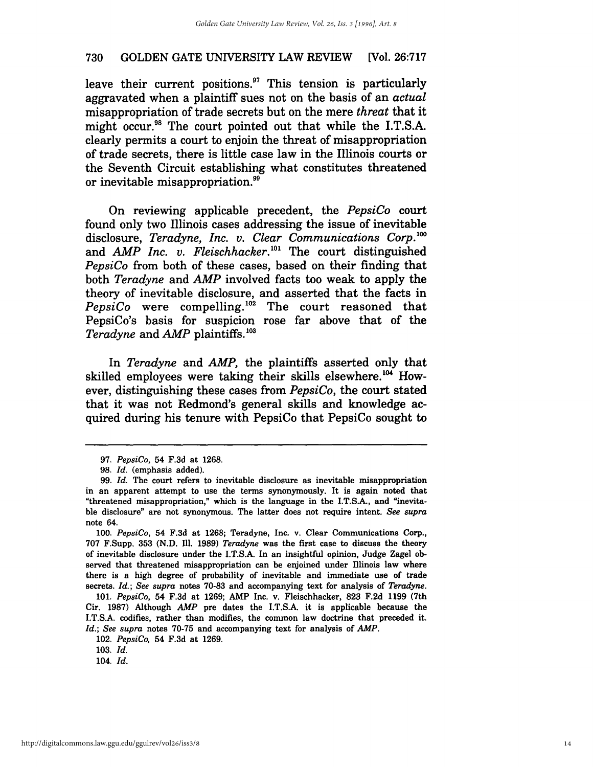leave their current positions.[97] This tension is particularly aggravated when a plaintiff sues not on the basis of an *actual* misappropriation of trade secrets but on the mere *threat* that it might occur.[98] The court pointed out that while the I.T.S.A. clearly permits a court to enjoin the threat of misappropriation of trade secrets, there is little case law in the Illinois courts or the Seventh Circuit establishing what constitutes threatened or inevitable misappropriation.[99]

On reviewing applicable precedent, the *PepsiCo* court found only two Illinois cases addressing the issue of inevitable disclosure, *Teradyne, Inc. v. Clear Communications Corp.*[100] and *AMP Inc. v. Fleischhacker.*[101] The court distinguished *PepsiCo* from both of these cases, based on their finding that both *Teradyne* and *AMP* involved facts too weak to apply the theory of inevitable disclosure, and asserted that the facts in *PepsiCo* were compelling.[102] The court reasoned that PepsiCo's basis for suspicion rose far above that of the *Teradyne* and *AMP* plaintiffs.[103]

In *Teradyne* and *AMP,* the plaintiffs asserted only that skilled employees were taking their skills elsewhere.[104] However, distinguishing these cases from *PepsiCo*, the court stated that it was not Redmond's general skills and knowledge acquired during his tenure with PepsiCo that PepsiCo sought to

---

97. *PepsiCo*, 54 F.3d at 1268.

98. *Id.* (emphasis added).

99. *Id.* The court refers to inevitable disclosure as inevitable misappropriation in an apparent attempt to use the terms synonymously. It is again noted that "threatened misappropriation," which is the language in the I.T.S.A., and "inevitable disclosure" are not synonymous. The latter does not require intent. *See supra* note 64.

100. *PepsiCo*, 54 F.3d at 1268; Teradyne, Inc. v. Clear Communications Corp., 707 F.Supp. 353 (N.D. Ill. 1989) *Teradyne* was the first case to discuss the theory of inevitable disclosure under the I.T.S.A. In an insightful opinion, Judge Zagel observed that threatened misappropriation can be enjoined under Illinois law where there is a high degree of probability of inevitable and immediate use of trade secrets. *Id.*; *See supra* notes 70-83 and accompanying text for analysis of *Teradyne*.

101. *PepsiCo*, 54 F.3d at 1269; AMP Inc. v. Fleischhacker, 823 F.2d 1199 (7th Cir. 1987) Although *AMP* pre dates the I.T.S.A. it is applicable because the I.T.S.A. codifies, rather than modifies, the common law doctrine that preceded it. *Id.*; *See supra* notes 70-75 and accompanying text for analysis of *AMP*.

102. *PepsiCo*, 54 F.3d at 1269.

103. *Id.*

104. *Id.*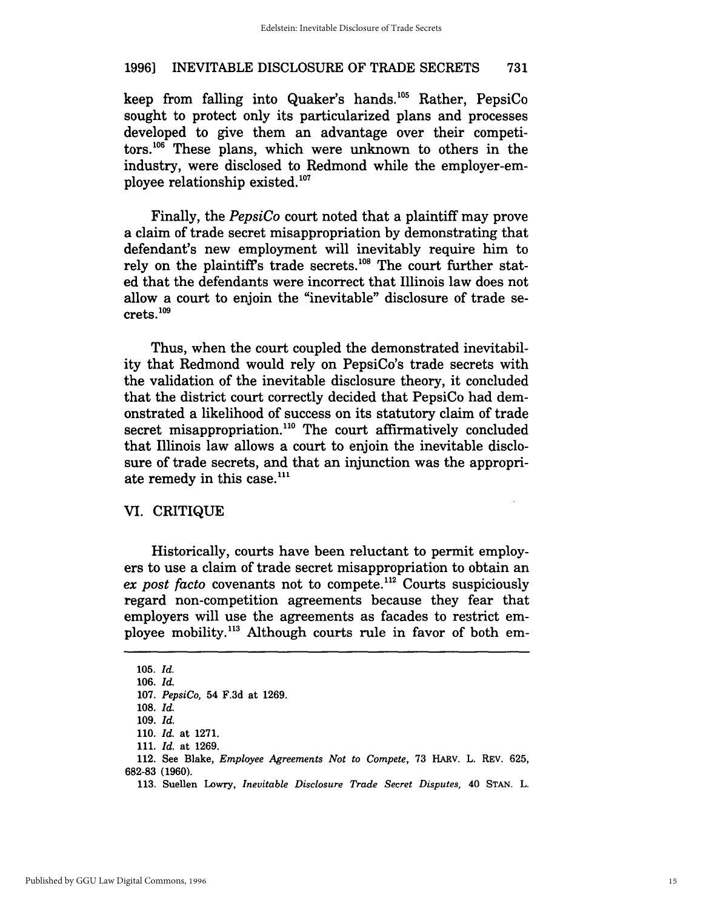keep from falling into Quaker's hands.[105] Rather, PepsiCo sought to protect only its particularized plans and processes developed to give them an advantage over their competitors.[106] These plans, which were unknown to others in the industry, were disclosed to Redmond while the employer-employee relationship existed.[107]

Finally, the *PepsiCo* court noted that a plaintiff may prove a claim of trade secret misappropriation by demonstrating that defendant's new employment will inevitably require him to rely on the plaintiff's trade secrets.[108] The court further stated that the defendants were incorrect that Illinois law does not allow a court to enjoin the "inevitable" disclosure of trade secrets.[109]

Thus, when the court coupled the demonstrated inevitability that Redmond would rely on PepsiCo's trade secrets with the validation of the inevitable disclosure theory, it concluded that the district court correctly decided that PepsiCo had demonstrated a likelihood of success on its statutory claim of trade secret misappropriation.[110] The court affirmatively concluded that Illinois law allows a court to enjoin the inevitable disclosure of trade secrets, and that an injunction was the appropriate remedy in this case.[111]

## VI. CRITIQUE

Historically, courts have been reluctant to permit employers to use a claim of trade secret misappropriation to obtain an *ex post facto* covenants not to compete.[112] Courts suspiciously regard non-competition agreements because they fear that employers will use the agreements as facades to restrict employee mobility.[113] Although courts rule in favor of both em-

---

105. *Id.*

106. *Id.*

107. *PepsiCo*, 54 F.3d at 1269.

108. *Id.*

109. *Id.*

110. *Id.* at 1271.

111. *Id.* at 1269.

112. See Blake, *Employee Agreements Not to Compete*, 73 HARV. L. REV. 625, 682-83 (1960).

113. Suellen Lowry, *Inevitable Disclosure Trade Secret Disputes*, 40 STAN. L.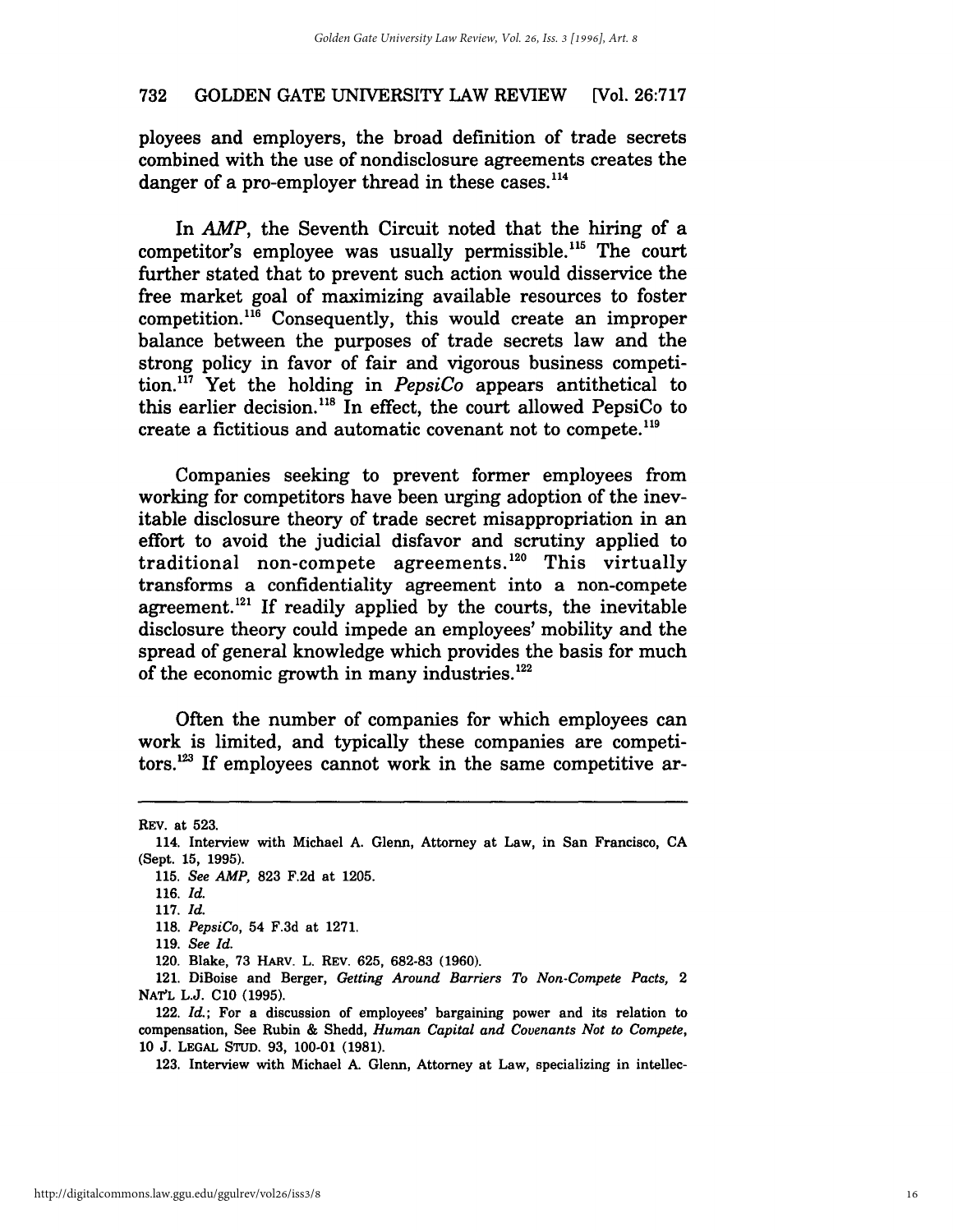ployees and employers, the broad definition of trade secrets combined with the use of nondisclosure agreements creates the danger of a pro-employer thread in these cases.[114]

In *AMP*, the Seventh Circuit noted that the hiring of a competitor's employee was usually permissible.[115] The court further stated that to prevent such action would disservice the free market goal of maximizing available resources to foster competition.[116] Consequently, this would create an improper balance between the purposes of trade secrets law and the strong policy in favor of fair and vigorous business competition.[117] Yet the holding in *PepsiCo* appears antithetical to this earlier decision.[118] In effect, the court allowed PepsiCo to create a fictitious and automatic covenant not to compete.[119]

Companies seeking to prevent former employees from working for competitors have been urging adoption of the inevitable disclosure theory of trade secret misappropriation in an effort to avoid the judicial disfavor and scrutiny applied to traditional non-compete agreements.[120] This virtually transforms a confidentiality agreement into a non-compete agreement.[121] If readily applied by the courts, the inevitable disclosure theory could impede an employees' mobility and the spread of general knowledge which provides the basis for much of the economic growth in many industries.[122]

Often the number of companies for which employees can work is limited, and typically these companies are competitors.[123] If employees cannot work in the same competitive ar-

---

REV. at 523.

114. Interview with Michael A. Glenn, Attorney at Law, in San Francisco, CA (Sept. 15, 1995).

115. *See AMP*, 823 F.2d at 1205.

116. *Id.*

117. *Id.*

118. *PepsiCo*, 54 F.3d at 1271.

119. *See Id.*

120. Blake, 73 HARV. L. REV. 625, 682-83 (1960).

121. DiBoise and Berger, *Getting Around Barriers To Non-Compete Pacts,* 2 NAT'L L.J. C10 (1995).

122. *Id.*; For a discussion of employees' bargaining power and its relation to compensation, See Rubin & Shedd, *Human Capital and Covenants Not to Compete*, 10 J. LEGAL STUD. 93, 100-01 (1981).

123. Interview with Michael A. Glenn, Attorney at Law, specializing in intellec-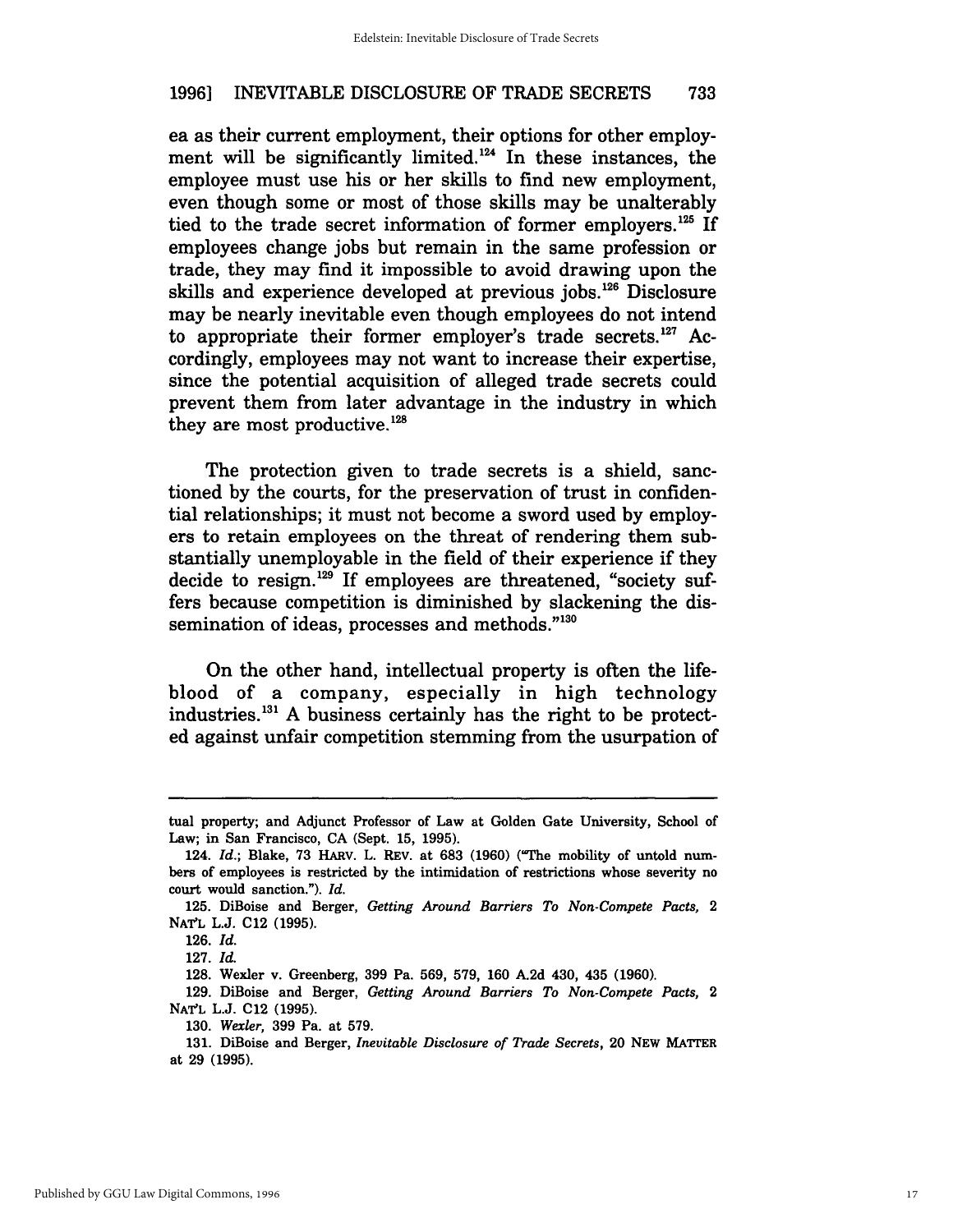ea as their current employment, their options for other employment will be significantly limited.[124] In these instances, the employee must use his or her skills to find new employment, even though some or most of those skills may be unalterably tied to the trade secret information of former employers.[125] If employees change jobs but remain in the same profession or trade, they may find it impossible to avoid drawing upon the skills and experience developed at previous jobs.[126] Disclosure may be nearly inevitable even though employees do not intend to appropriate their former employer's trade secrets.[127] Accordingly, employees may not want to increase their expertise, since the potential acquisition of alleged trade secrets could prevent them from later advantage in the industry in which they are most productive.[128]

The protection given to trade secrets is a shield, sanctioned by the courts, for the preservation of trust in confidential relationships; it must not become a sword used by employers to retain employees on the threat of rendering them substantially unemployable in the field of their experience if they decide to resign.[129] If employees are threatened, "society suffers because competition is diminished by slackening the dissemination of ideas, processes and methods."[130]

On the other hand, intellectual property is often the lifeblood of a company, especially in high technology industries.[131] A business certainly has the right to be protected against unfair competition stemming from the usurpation of

---

tual property; and Adjunct Professor of Law at Golden Gate University, School of Law; in San Francisco, CA (Sept. 15, 1995).

124. *Id.*; Blake, 73 HARV. L. REV. at 683 (1960) ("The mobility of untold numbers of employees is restricted by the intimidation of restrictions whose severity no court would sanction."). *Id.*

125. DiBoise and Berger, *Getting Around Barriers To Non-Compete Pacts,* 2 NAT'L L.J. C12 (1995).

126. *Id.*

127. *Id.*

128. Wexler v. Greenberg, 399 Pa. 569, 579, 160 A.2d 430, 435 (1960).

129. DiBoise and Berger, *Getting Around Barriers To Non-Compete Pacts,* 2 NAT'L L.J. C12 (1995).

130. *Wexler,* 399 Pa. at 579.

131. DiBoise and Berger, *Inevitable Disclosure of Trade Secrets,* 20 NEW MATTER at 29 (1995).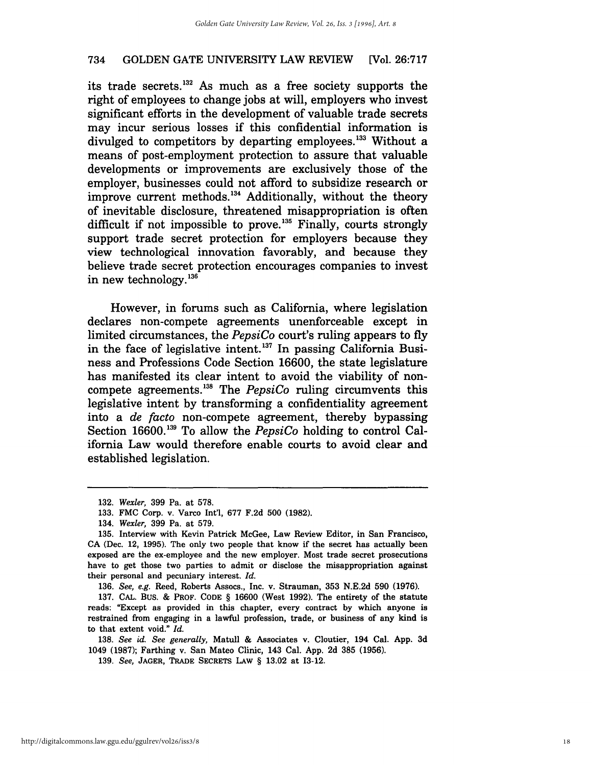its trade secrets.[132] As much as a free society supports the right of employees to change jobs at will, employers who invest significant efforts in the development of valuable trade secrets may incur serious losses if this confidential information is divulged to competitors by departing employees.[133] Without a means of post-employment protection to assure that valuable developments or improvements are exclusively those of the employer, businesses could not afford to subsidize research or improve current methods.[134] Additionally, without the theory of inevitable disclosure, threatened misappropriation is often difficult if not impossible to prove.[135] Finally, courts strongly support trade secret protection for employers because they view technological innovation favorably, and because they believe trade secret protection encourages companies to invest in new technology.[136]

However, in forums such as California, where legislation declares non-compete agreements unenforceable except in limited circumstances, the *PepsiCo* court's ruling appears to fly in the face of legislative intent.[137] In passing California Business and Professions Code Section 16600, the state legislature has manifested its clear intent to avoid the viability of non-compete agreements.[138] The *PepsiCo* ruling circumvents this legislative intent by transforming a confidentiality agreement into a *de facto* non-compete agreement, thereby bypassing Section 16600.[139] To allow the *PepsiCo* holding to control California Law would therefore enable courts to avoid clear and established legislation.

---

132. *Wexler,* 399 Pa. at 578.

133. FMC Corp. v. Varco Int'l, 677 F.2d 500 (1982).

134. *Wexler,* 399 Pa. at 579.

135. Interview with Kevin Patrick McGee, Law Review Editor, in San Francisco, CA (Dec. 12, 1995). The only two people that know if the secret has actually been exposed are the ex-employee and the new employer. Most trade secret prosecutions have to get those two parties to admit or disclose the misappropriation against their personal and pecuniary interest. *Id.*

136. *See, e.g.* Reed, Roberts Assocs., Inc. v. Strauman, 353 N.E.2d 590 (1976).

137. CAL. BUS. & PROF. CODE § 16600 (West 1992). The entirety of the statute reads: "Except as provided in this chapter, every contract by which anyone is restrained from engaging in a lawful profession, trade, or business of any kind is to that extent void." *Id.*

138. *See id. See generally,* Matull & Associates v. Cloutier, 194 Cal. App. 3d 1049 (1987); Farthing v. San Mateo Clinic, 143 Cal. App. 2d 385 (1956).

139. *See,* JAGER, TRADE SECRETS LAW § 13.02 at 13-12.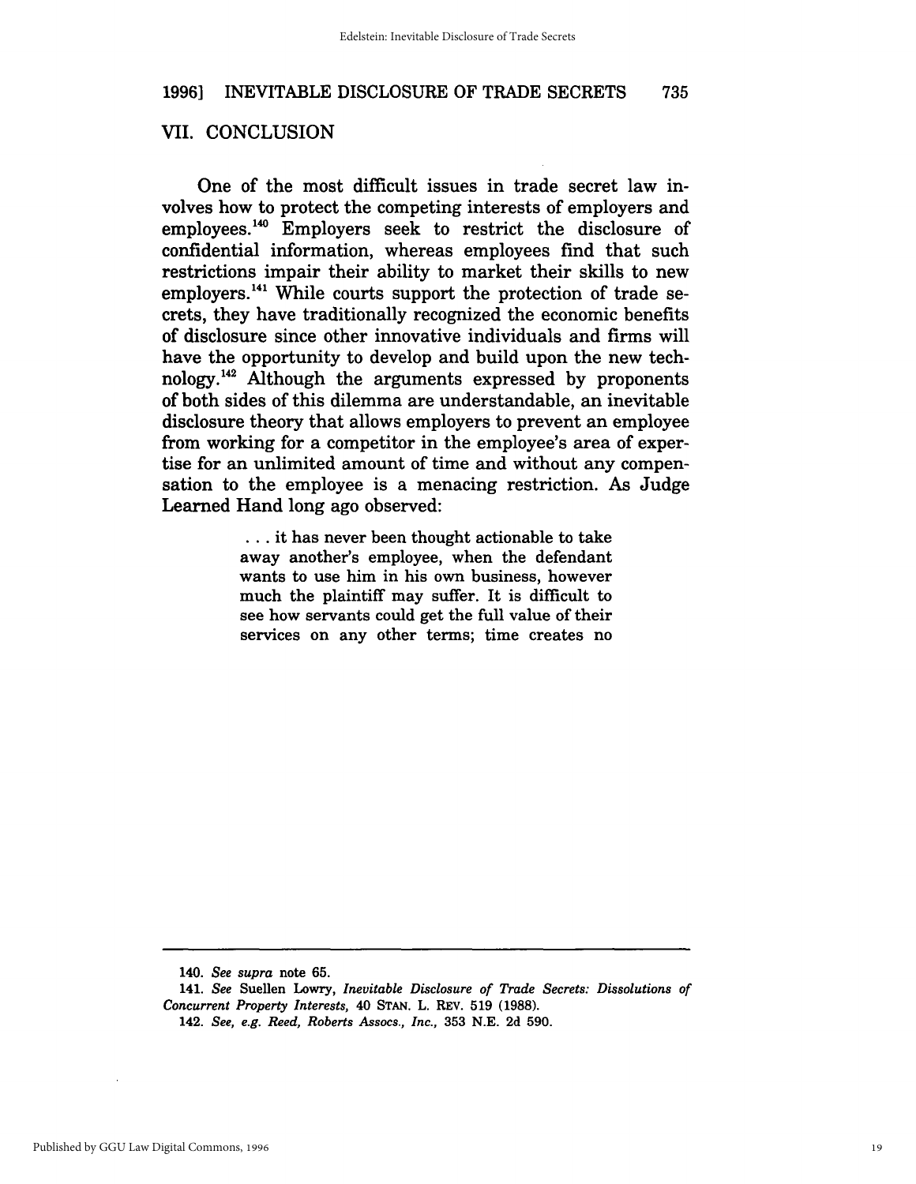## VII. CONCLUSION

One of the most difficult issues in trade secret law involves how to protect the competing interests of employers and employees.[140] Employers seek to restrict the disclosure of confidential information, whereas employees find that such restrictions impair their ability to market their skills to new employers.[141] While courts support the protection of trade secrets, they have traditionally recognized the economic benefits of disclosure since other innovative individuals and firms will have the opportunity to develop and build upon the new technology.[142] Although the arguments expressed by proponents of both sides of this dilemma are understandable, an inevitable disclosure theory that allows employers to prevent an employee from working for a competitor in the employee's area of expertise for an unlimited amount of time and without any compensation to the employee is a menacing restriction. As Judge Learned Hand long ago observed:

> . . . it has never been thought actionable to take away another's employee, when the defendant wants to use him in his own business, however much the plaintiff may suffer. It is difficult to see how servants could get the full value of their services on any other terms; time creates no

---

140. *See supra* note 65.

141. *See* Suellen Lowry, *Inevitable Disclosure of Trade Secrets: Dissolutions of Concurrent Property Interests,* 40 STAN. L. REV. 519 (1988).

142. *See, e.g. Reed, Roberts Assocs., Inc.,* 353 N.E. 2d 590.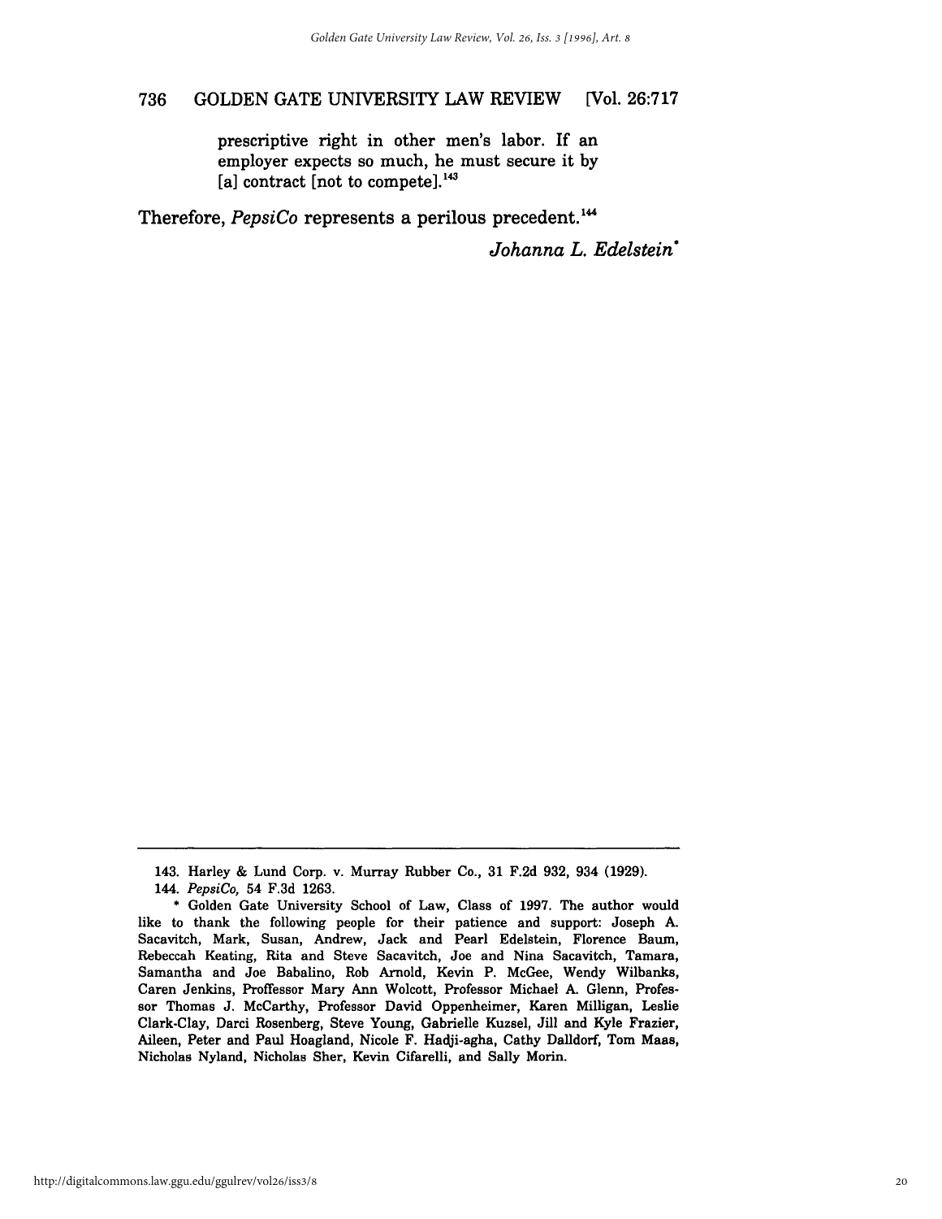prescriptive right in other men's labor. If an employer expects so much, he must secure it by [a] contract [not to compete].[143]

Therefore, *PepsiCo* represents a perilous precedent.[144]

*Johanna L. Edelstein**

---

143. Harley & Lund Corp. v. Murray Rubber Co., 31 F.2d 932, 934 (1929).

144. *PepsiCo,* 54 F.3d 1263.

\* Golden Gate University School of Law, Class of 1997. The author would like to thank the following people for their patience and support: Joseph A. Sacavitch, Mark, Susan, Andrew, Jack and Pearl Edelstein, Florence Baum, Rebeccah Keating, Rita and Steve Sacavitch, Joe and Nina Sacavitch, Tamara, Samantha and Joe Babalino, Rob Arnold, Kevin P. McGee, Wendy Wilbanks, Caren Jenkins, Proffessor Mary Ann Wolcott, Professor Michael A. Glenn, Professor Thomas J. McCarthy, Professor David Oppenheimer, Karen Milligan, Leslie Clark-Clay, Darci Rosenberg, Steve Young, Gabrielle Kuzsel, Jill and Kyle Frazier, Aileen, Peter and Paul Hoagland, Nicole F. Hadji-agha, Cathy Dalldorf, Tom Maas, Nicholas Nyland, Nicholas Sher, Kevin Cifarelli, and Sally Morin.